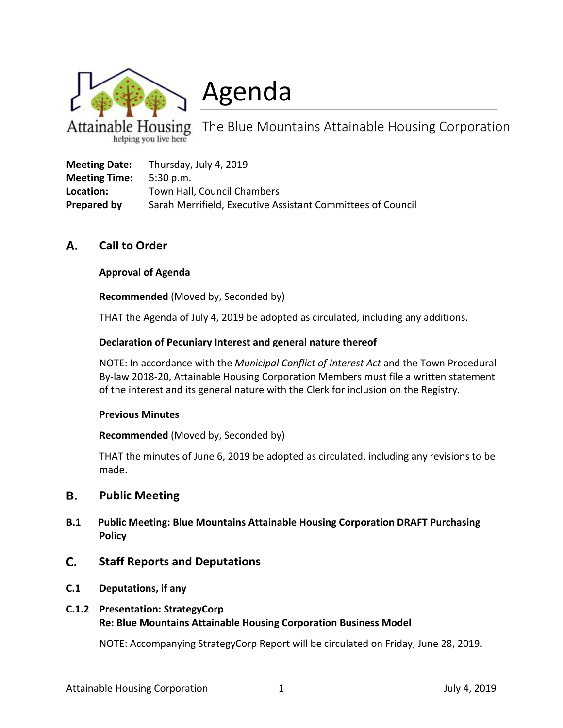# Agenda

The Blue Mountains Attainable Housing Corporation

**Meeting Date:** Thursday, July 4, 2019
**Meeting Time:** 5:30 p.m.
**Location:** Town Hall, Council Chambers
**Prepared by** Sarah Merrifield, Executive Assistant Committees of Council

## A. Call to Order

### Approval of Agenda

**Recommended** (Moved by, Seconded by)

THAT the Agenda of July 4, 2019 be adopted as circulated, including any additions.

### Declaration of Pecuniary Interest and general nature thereof

NOTE: In accordance with the *Municipal Conflict of Interest Act* and the Town Procedural By-law 2018-20, Attainable Housing Corporation Members must file a written statement of the interest and its general nature with the Clerk for inclusion on the Registry.

### Previous Minutes

**Recommended** (Moved by, Seconded by)

THAT the minutes of June 6, 2019 be adopted as circulated, including any revisions to be made.

## B. Public Meeting

### B.1 Public Meeting: Blue Mountains Attainable Housing Corporation DRAFT Purchasing Policy

## C. Staff Reports and Deputations

### C.1 Deputations, if any

### C.1.2 Presentation: StrategyCorp Re: Blue Mountains Attainable Housing Corporation Business Model

NOTE: Accompanying StrategyCorp Report will be circulated on Friday, June 28, 2019.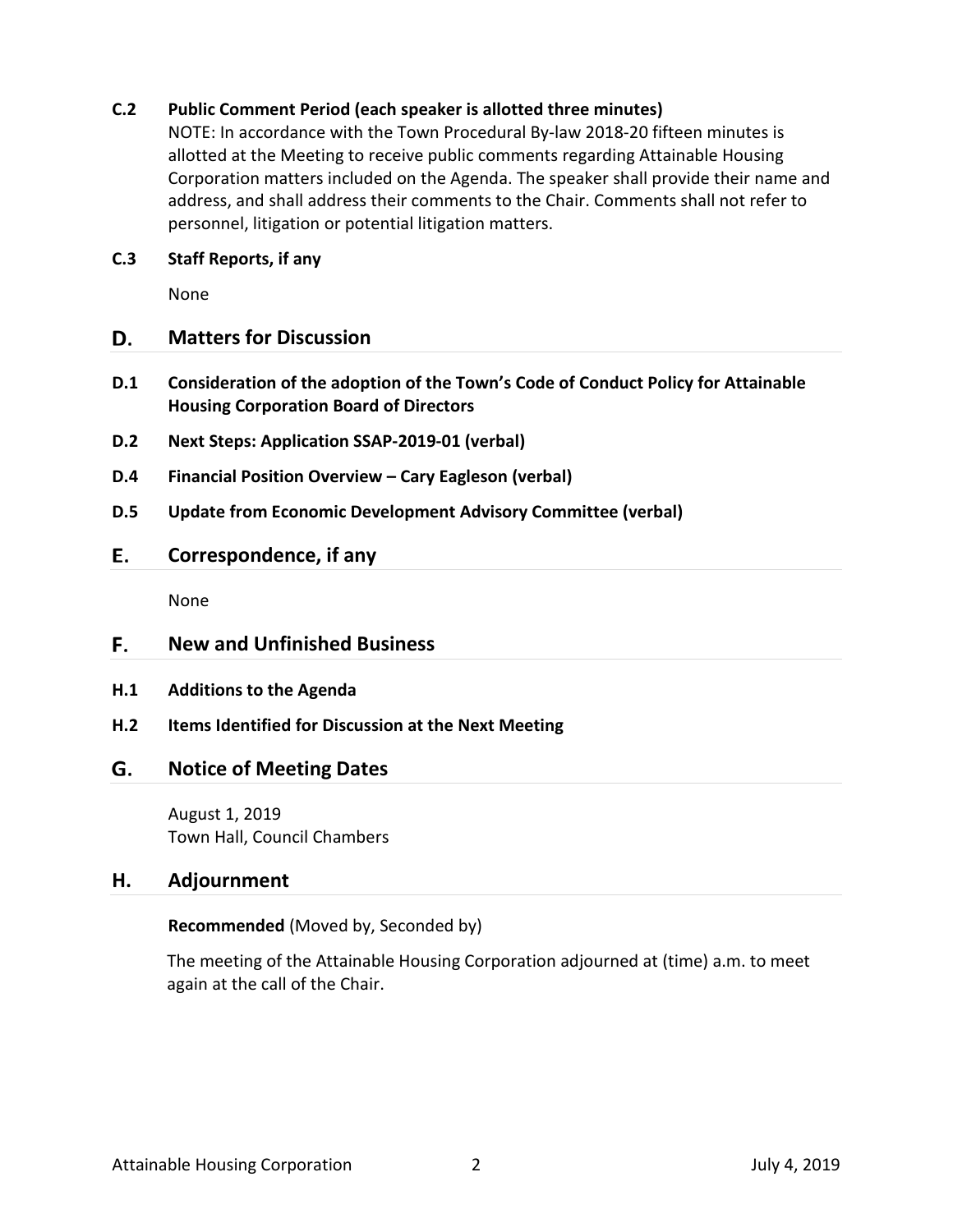**C.2 Public Comment Period (each speaker is allotted three minutes)**

NOTE: In accordance with the Town Procedural By-law 2018-20 fifteen minutes is allotted at the Meeting to receive public comments regarding Attainable Housing Corporation matters included on the Agenda. The speaker shall provide their name and address, and shall address their comments to the Chair. Comments shall not refer to personnel, litigation or potential litigation matters.

**C.3 Staff Reports, if any**

None

## D. Matters for Discussion

**D.1 Consideration of the adoption of the Town's Code of Conduct Policy for Attainable Housing Corporation Board of Directors**

**D.2 Next Steps: Application SSAP-2019-01 (verbal)**

**D.4 Financial Position Overview – Cary Eagleson (verbal)**

**D.5 Update from Economic Development Advisory Committee (verbal)**

## E. Correspondence, if any

None

## F. New and Unfinished Business

**H.1 Additions to the Agenda**

**H.2 Items Identified for Discussion at the Next Meeting**

## G. Notice of Meeting Dates

August 1, 2019
Town Hall, Council Chambers

## H. Adjournment

**Recommended** (Moved by, Seconded by)

The meeting of the Attainable Housing Corporation adjourned at (time) a.m. to meet again at the call of the Chair.